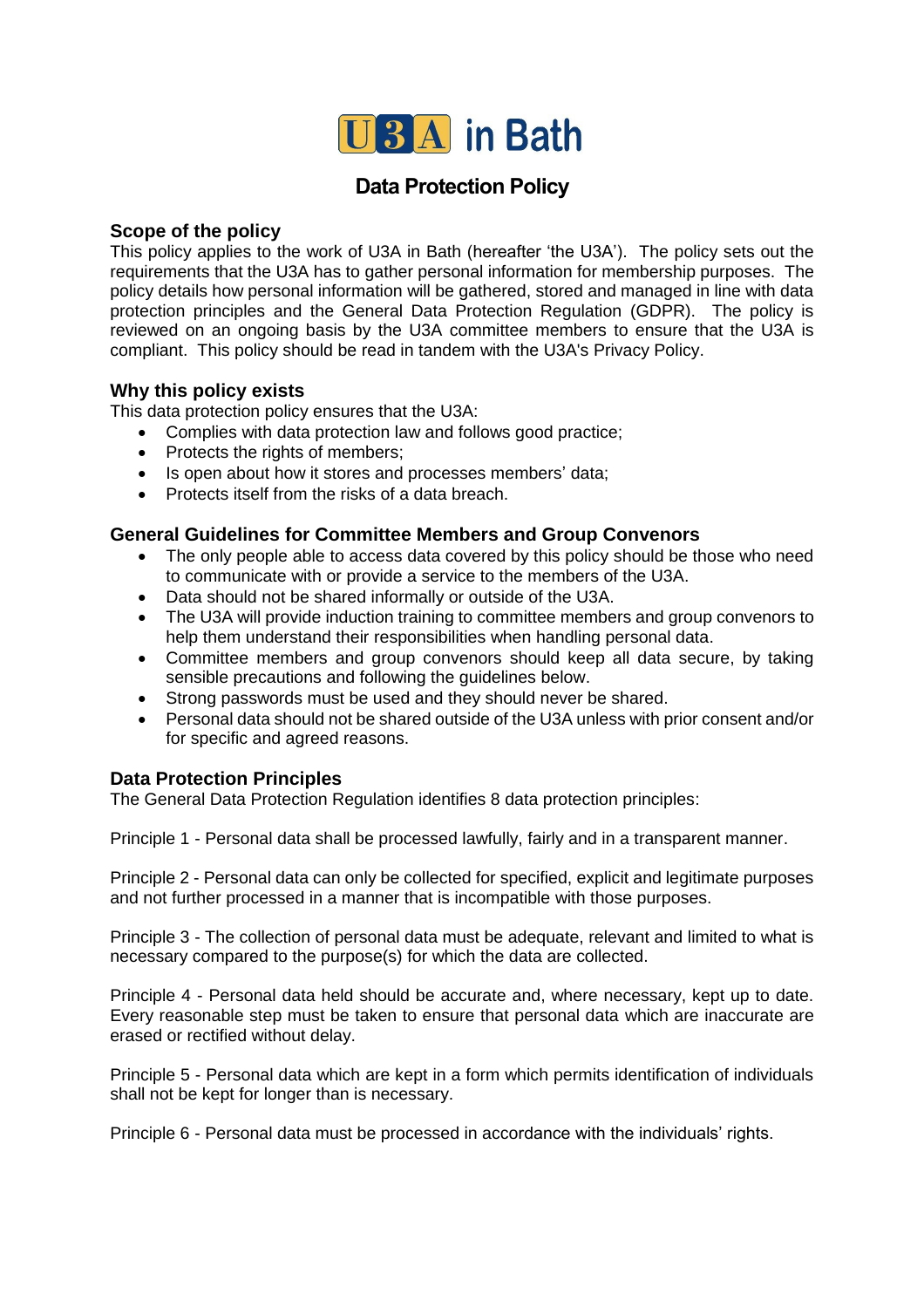# U3A in Bath

## Data Protection Policy

### Scope of the policy

This policy applies to the work of U3A in Bath (hereafter 'the U3A'). The policy sets out the requirements that the U3A has to gather personal information for membership purposes. The policy details how personal information will be gathered, stored and managed in line with data protection principles and the General Data Protection Regulation (GDPR). The policy is reviewed on an ongoing basis by the U3A committee members to ensure that the U3A is compliant. This policy should be read in tandem with the U3A's Privacy Policy.

### Why this policy exists

This data protection policy ensures that the U3A:

- Complies with data protection law and follows good practice;
- Protects the rights of members;
- Is open about how it stores and processes members' data;
- Protects itself from the risks of a data breach.

### General Guidelines for Committee Members and Group Convenors

- The only people able to access data covered by this policy should be those who need to communicate with or provide a service to the members of the U3A.
- Data should not be shared informally or outside of the U3A.
- The U3A will provide induction training to committee members and group convenors to help them understand their responsibilities when handling personal data.
- Committee members and group convenors should keep all data secure, by taking sensible precautions and following the guidelines below.
- Strong passwords must be used and they should never be shared.
- Personal data should not be shared outside of the U3A unless with prior consent and/or for specific and agreed reasons.

### Data Protection Principles

The General Data Protection Regulation identifies 8 data protection principles:

Principle 1 - Personal data shall be processed lawfully, fairly and in a transparent manner.

Principle 2 - Personal data can only be collected for specified, explicit and legitimate purposes and not further processed in a manner that is incompatible with those purposes.

Principle 3 - The collection of personal data must be adequate, relevant and limited to what is necessary compared to the purpose(s) for which the data are collected.

Principle 4 - Personal data held should be accurate and, where necessary, kept up to date. Every reasonable step must be taken to ensure that personal data which are inaccurate are erased or rectified without delay.

Principle 5 - Personal data which are kept in a form which permits identification of individuals shall not be kept for longer than is necessary.

Principle 6 - Personal data must be processed in accordance with the individuals' rights.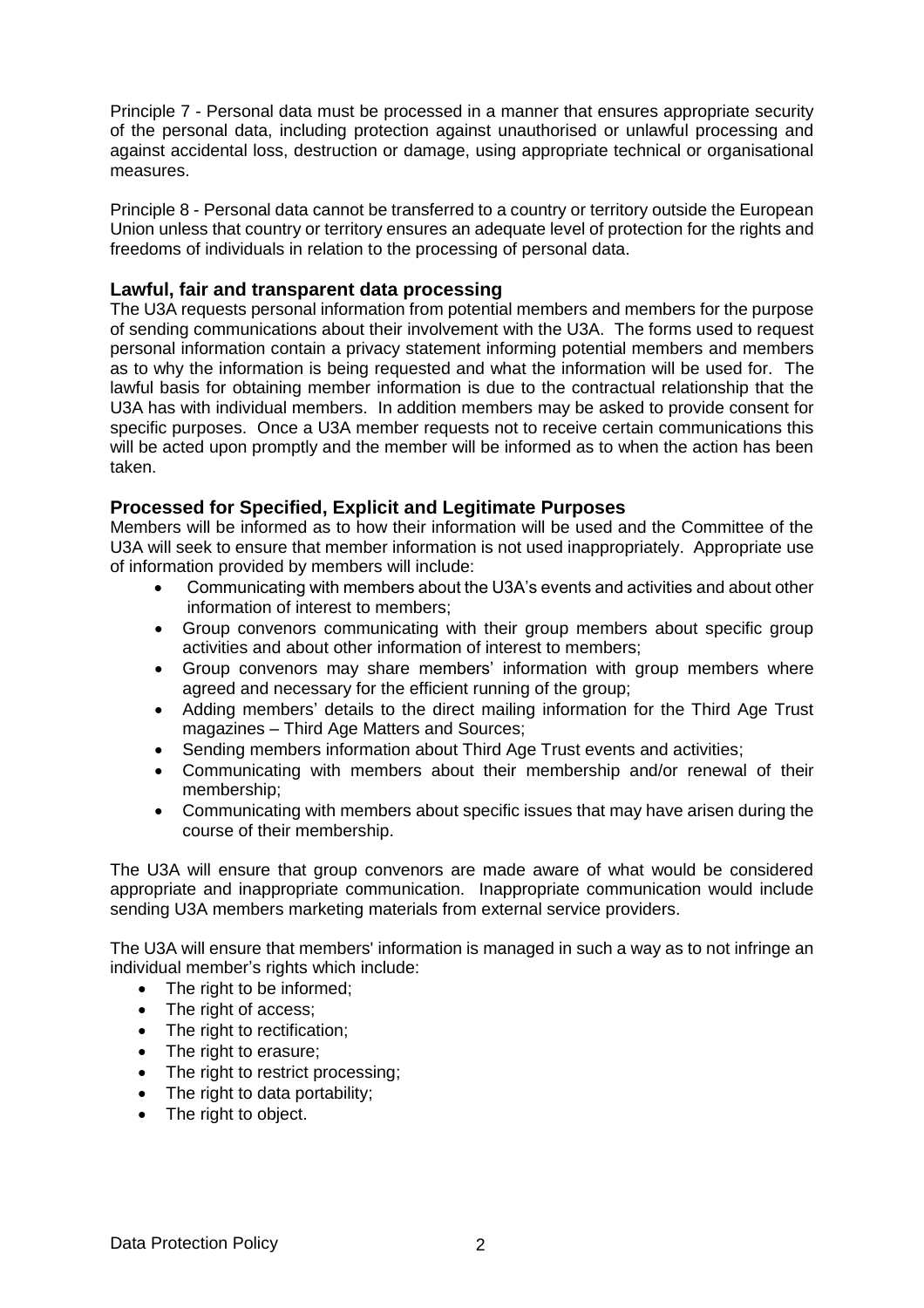Principle 7 - Personal data must be processed in a manner that ensures appropriate security of the personal data, including protection against unauthorised or unlawful processing and against accidental loss, destruction or damage, using appropriate technical or organisational measures.

Principle 8 - Personal data cannot be transferred to a country or territory outside the European Union unless that country or territory ensures an adequate level of protection for the rights and freedoms of individuals in relation to the processing of personal data.

## Lawful, fair and transparent data processing

The U3A requests personal information from potential members and members for the purpose of sending communications about their involvement with the U3A. The forms used to request personal information contain a privacy statement informing potential members and members as to why the information is being requested and what the information will be used for. The lawful basis for obtaining member information is due to the contractual relationship that the U3A has with individual members. In addition members may be asked to provide consent for specific purposes. Once a U3A member requests not to receive certain communications this will be acted upon promptly and the member will be informed as to when the action has been taken.

## Processed for Specified, Explicit and Legitimate Purposes

Members will be informed as to how their information will be used and the Committee of the U3A will seek to ensure that member information is not used inappropriately. Appropriate use of information provided by members will include:

- Communicating with members about the U3A's events and activities and about other information of interest to members;
- Group convenors communicating with their group members about specific group activities and about other information of interest to members;
- Group convenors may share members' information with group members where agreed and necessary for the efficient running of the group;
- Adding members' details to the direct mailing information for the Third Age Trust magazines – Third Age Matters and Sources;
- Sending members information about Third Age Trust events and activities;
- Communicating with members about their membership and/or renewal of their membership;
- Communicating with members about specific issues that may have arisen during the course of their membership.

The U3A will ensure that group convenors are made aware of what would be considered appropriate and inappropriate communication. Inappropriate communication would include sending U3A members marketing materials from external service providers.

The U3A will ensure that members' information is managed in such a way as to not infringe an individual member's rights which include:

- The right to be informed;
- The right of access;
- The right to rectification;
- The right to erasure;
- The right to restrict processing;
- The right to data portability;
- The right to object.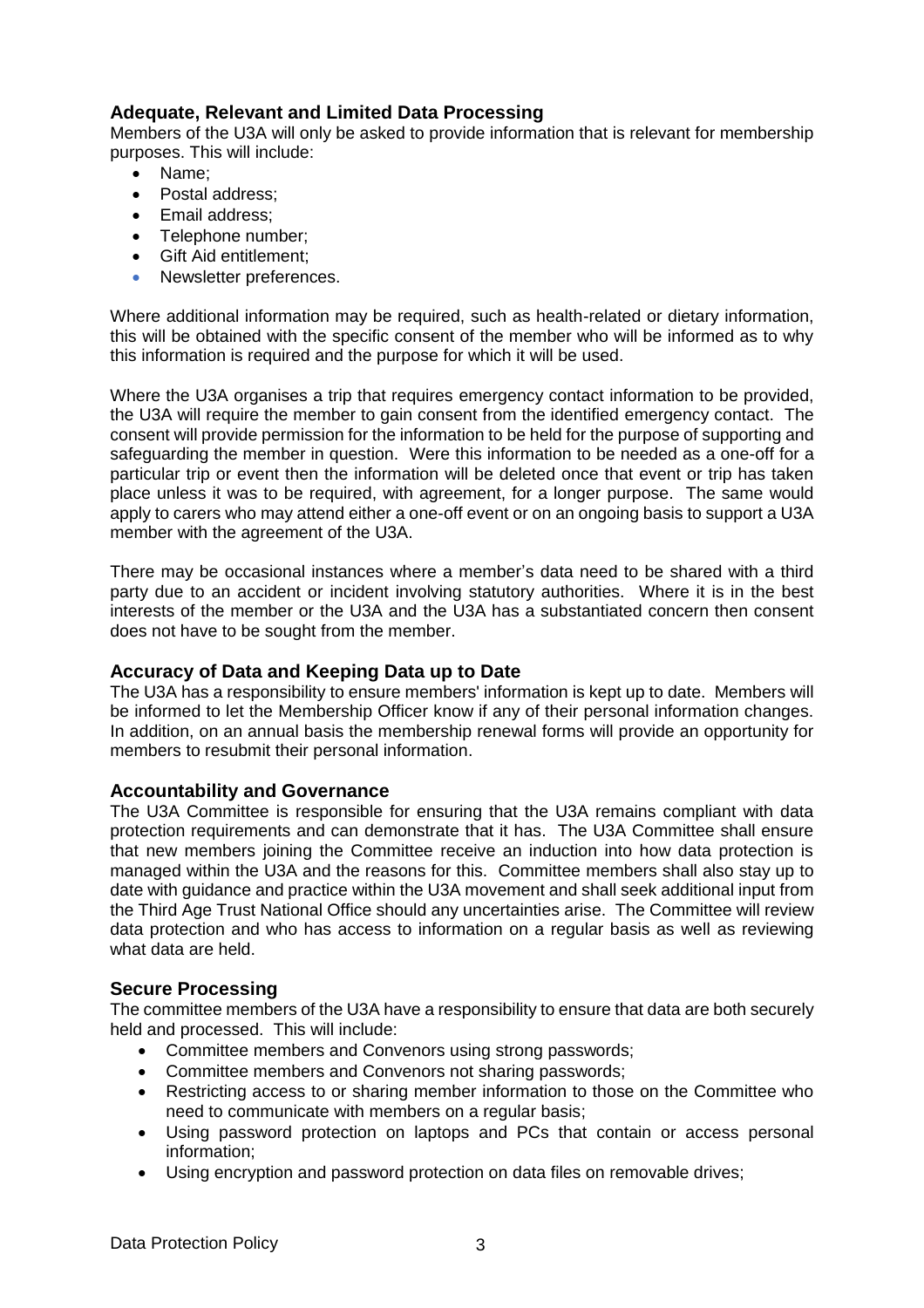### Adequate, Relevant and Limited Data Processing

Members of the U3A will only be asked to provide information that is relevant for membership purposes. This will include:

- Name;
- Postal address;
- Email address;
- Telephone number;
- Gift Aid entitlement;
- Newsletter preferences.

Where additional information may be required, such as health-related or dietary information, this will be obtained with the specific consent of the member who will be informed as to why this information is required and the purpose for which it will be used.

Where the U3A organises a trip that requires emergency contact information to be provided, the U3A will require the member to gain consent from the identified emergency contact. The consent will provide permission for the information to be held for the purpose of supporting and safeguarding the member in question. Were this information to be needed as a one-off for a particular trip or event then the information will be deleted once that event or trip has taken place unless it was to be required, with agreement, for a longer purpose. The same would apply to carers who may attend either a one-off event or on an ongoing basis to support a U3A member with the agreement of the U3A.

There may be occasional instances where a member's data need to be shared with a third party due to an accident or incident involving statutory authorities. Where it is in the best interests of the member or the U3A and the U3A has a substantiated concern then consent does not have to be sought from the member.

### Accuracy of Data and Keeping Data up to Date

The U3A has a responsibility to ensure members' information is kept up to date. Members will be informed to let the Membership Officer know if any of their personal information changes. In addition, on an annual basis the membership renewal forms will provide an opportunity for members to resubmit their personal information.

### Accountability and Governance

The U3A Committee is responsible for ensuring that the U3A remains compliant with data protection requirements and can demonstrate that it has. The U3A Committee shall ensure that new members joining the Committee receive an induction into how data protection is managed within the U3A and the reasons for this. Committee members shall also stay up to date with guidance and practice within the U3A movement and shall seek additional input from the Third Age Trust National Office should any uncertainties arise. The Committee will review data protection and who has access to information on a regular basis as well as reviewing what data are held.

### Secure Processing

The committee members of the U3A have a responsibility to ensure that data are both securely held and processed. This will include:

- Committee members and Convenors using strong passwords;
- Committee members and Convenors not sharing passwords;
- Restricting access to or sharing member information to those on the Committee who need to communicate with members on a regular basis;
- Using password protection on laptops and PCs that contain or access personal information;
- Using encryption and password protection on data files on removable drives;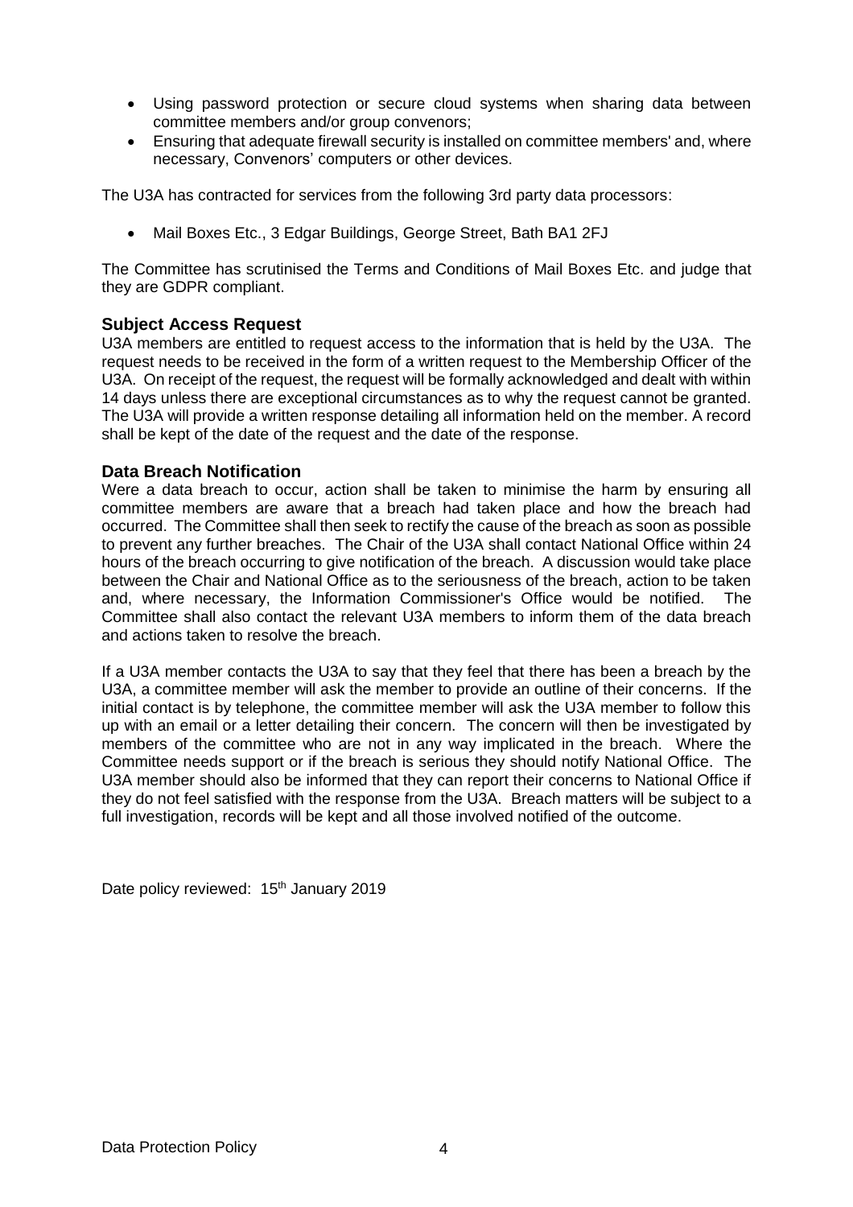- Using password protection or secure cloud systems when sharing data between committee members and/or group convenors;
- Ensuring that adequate firewall security is installed on committee members' and, where necessary, Convenors' computers or other devices.

The U3A has contracted for services from the following 3rd party data processors:

- Mail Boxes Etc., 3 Edgar Buildings, George Street, Bath BA1 2FJ

The Committee has scrutinised the Terms and Conditions of Mail Boxes Etc. and judge that they are GDPR compliant.

### Subject Access Request

U3A members are entitled to request access to the information that is held by the U3A. The request needs to be received in the form of a written request to the Membership Officer of the U3A. On receipt of the request, the request will be formally acknowledged and dealt with within 14 days unless there are exceptional circumstances as to why the request cannot be granted. The U3A will provide a written response detailing all information held on the member. A record shall be kept of the date of the request and the date of the response.

### Data Breach Notification

Were a data breach to occur, action shall be taken to minimise the harm by ensuring all committee members are aware that a breach had taken place and how the breach had occurred. The Committee shall then seek to rectify the cause of the breach as soon as possible to prevent any further breaches. The Chair of the U3A shall contact National Office within 24 hours of the breach occurring to give notification of the breach. A discussion would take place between the Chair and National Office as to the seriousness of the breach, action to be taken and, where necessary, the Information Commissioner's Office would be notified. The Committee shall also contact the relevant U3A members to inform them of the data breach and actions taken to resolve the breach.

If a U3A member contacts the U3A to say that they feel that there has been a breach by the U3A, a committee member will ask the member to provide an outline of their concerns. If the initial contact is by telephone, the committee member will ask the U3A member to follow this up with an email or a letter detailing their concern. The concern will then be investigated by members of the committee who are not in any way implicated in the breach. Where the Committee needs support or if the breach is serious they should notify National Office. The U3A member should also be informed that they can report their concerns to National Office if they do not feel satisfied with the response from the U3A. Breach matters will be subject to a full investigation, records will be kept and all those involved notified of the outcome.

Date policy reviewed: 15th January 2019